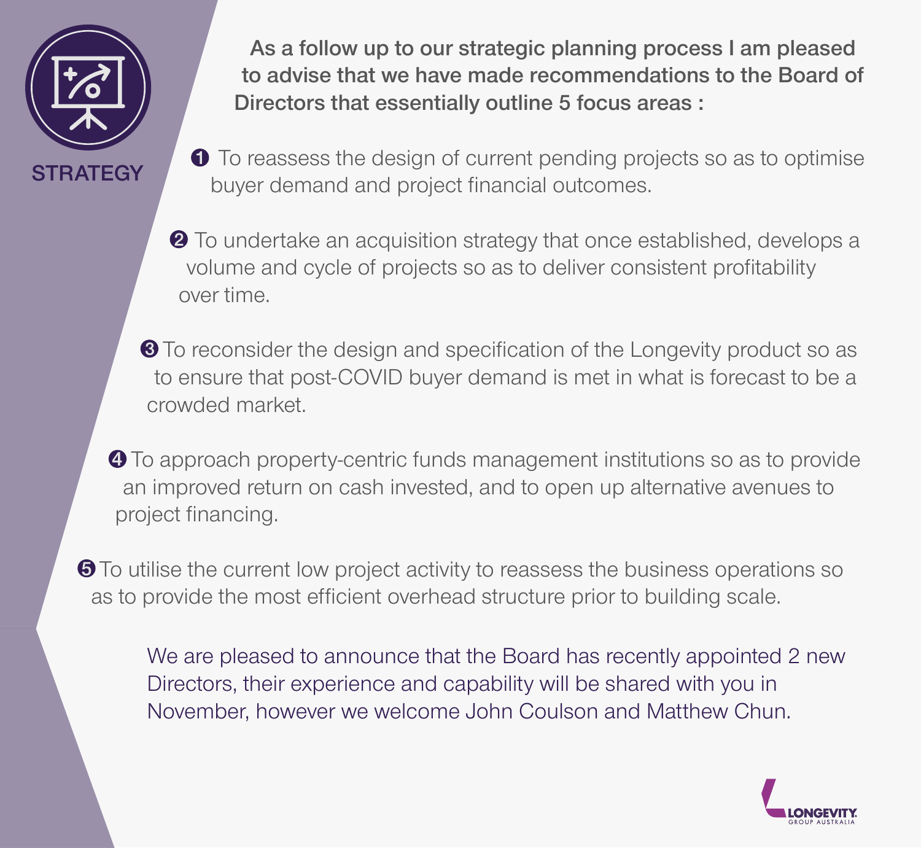## STRATEGY

**As a follow up to our strategic planning process I am pleased to advise that we have made recommendations to the Board of Directors that essentially outline 5 focus areas :**

1. To reassess the design of current pending projects so as to optimise buyer demand and project financial outcomes.

2. To undertake an acquisition strategy that once established, develops a volume and cycle of projects so as to deliver consistent profitability over time.

3. To reconsider the design and specification of the Longevity product so as to ensure that post-COVID buyer demand is met in what is forecast to be a crowded market.

4. To approach property-centric funds management institutions so as to provide an improved return on cash invested, and to open up alternative avenues to project financing.

5. To utilise the current low project activity to reassess the business operations so as to provide the most efficient overhead structure prior to building scale.

We are pleased to announce that the Board has recently appointed 2 new Directors, their experience and capability will be shared with you in November, however we welcome John Coulson and Matthew Chun.

LONGEVITY GROUP AUSTRALIA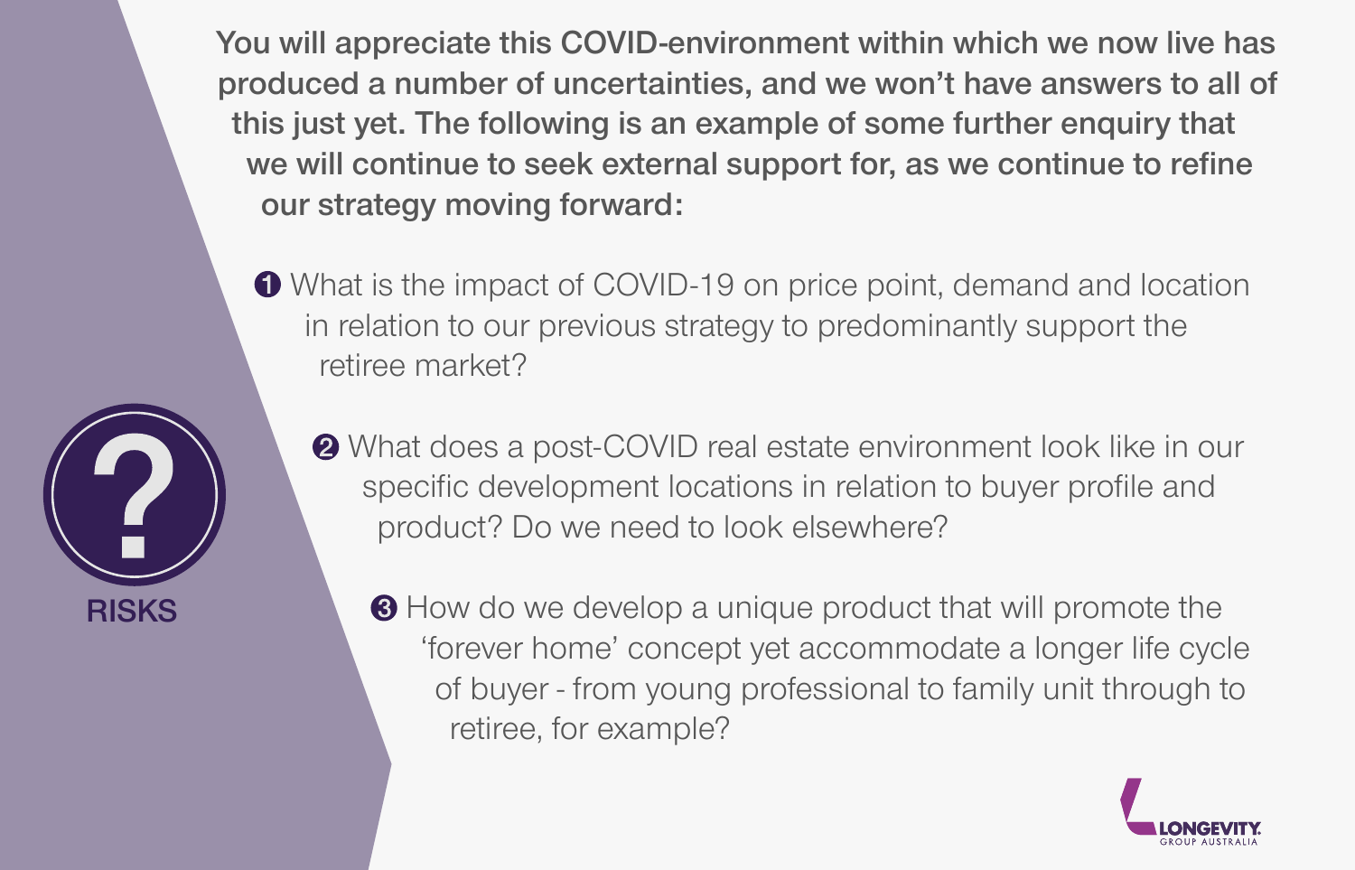RISKS

**You will appreciate this COVID-environment within which we now live has produced a number of uncertainties, and we won't have answers to all of this just yet. The following is an example of some further enquiry that we will continue to seek external support for, as we continue to refine our strategy moving forward:**

1. What is the impact of COVID-19 on price point, demand and location in relation to our previous strategy to predominantly support the retiree market?
2. What does a post-COVID real estate environment look like in our specific development locations in relation to buyer profile and product? Do we need to look elsewhere?
3. How do we develop a unique product that will promote the 'forever home' concept yet accommodate a longer life cycle of buyer - from young professional to family unit through to retiree, for example?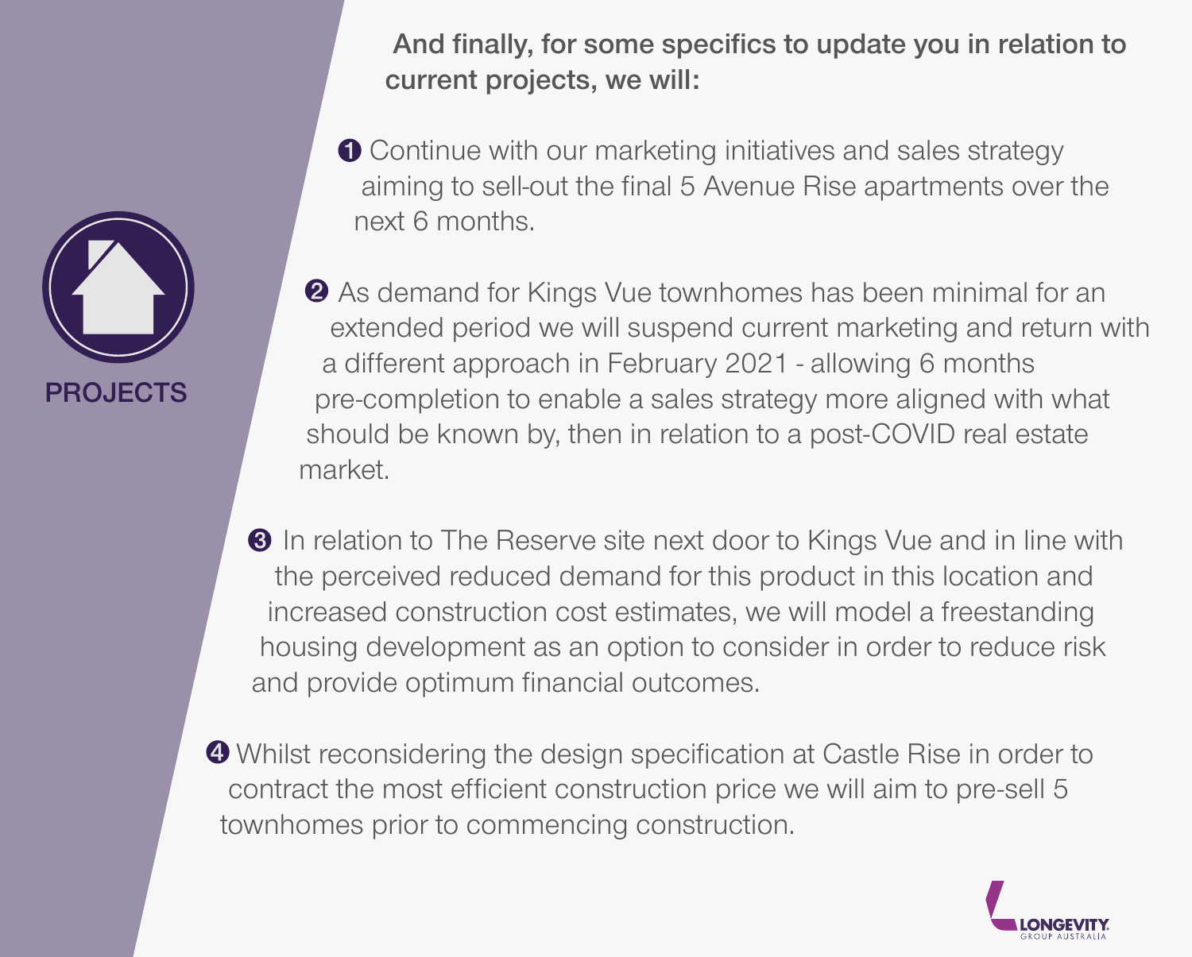PROJECTS

**And finally, for some specifics to update you in relation to current projects, we will:**

1. Continue with our marketing initiatives and sales strategy aiming to sell-out the final 5 Avenue Rise apartments over the next 6 months.

2. As demand for Kings Vue townhomes has been minimal for an extended period we will suspend current marketing and return with a different approach in February 2021 - allowing 6 months pre-completion to enable a sales strategy more aligned with what should be known by, then in relation to a post-COVID real estate market.

3. In relation to The Reserve site next door to Kings Vue and in line with the perceived reduced demand for this product in this location and increased construction cost estimates, we will model a freestanding housing development as an option to consider in order to reduce risk and provide optimum financial outcomes.

4. Whilst reconsidering the design specification at Castle Rise in order to contract the most efficient construction price we will aim to pre-sell 5 townhomes prior to commencing construction.

LONGEVITY GROUP AUSTRALIA